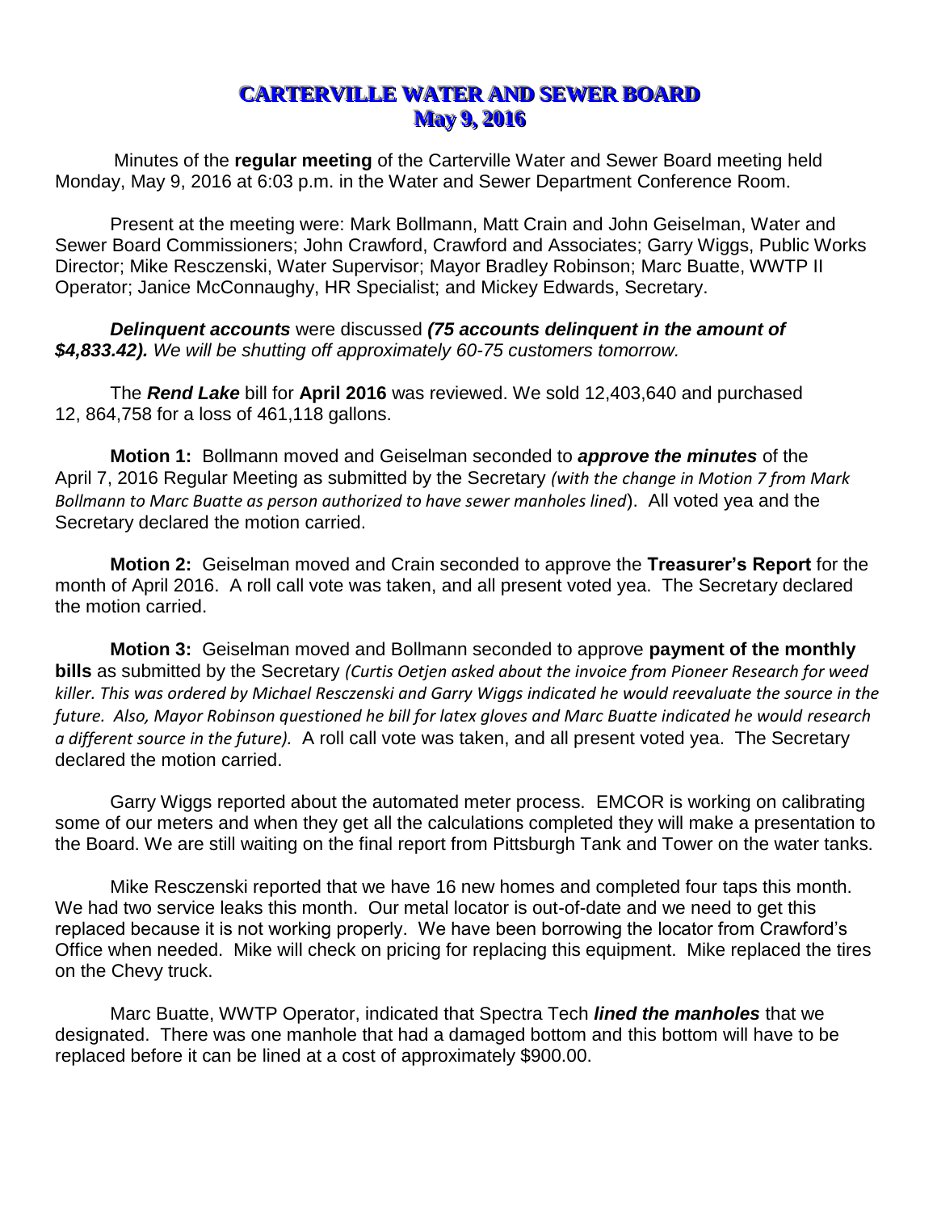# CARTERVILLE WATER AND SEWER BOARD
## May 9, 2016

Minutes of the **regular meeting** of the Carterville Water and Sewer Board meeting held Monday, May 9, 2016 at 6:03 p.m. in the Water and Sewer Department Conference Room.

Present at the meeting were: Mark Bollmann, Matt Crain and John Geiselman, Water and Sewer Board Commissioners; John Crawford, Crawford and Associates; Garry Wiggs, Public Works Director; Mike Resczenski, Water Supervisor; Mayor Bradley Robinson; Marc Buatte, WWTP II Operator; Janice McConnaughy, HR Specialist; and Mickey Edwards, Secretary.

***Delinquent accounts*** were discussed ***(75 accounts delinquent in the amount of $4,833.42).*** *We will be shutting off approximately 60-75 customers tomorrow.*

The ***Rend Lake*** bill for **April 2016** was reviewed. We sold 12,403,640 and purchased 12, 864,758 for a loss of 461,118 gallons.

**Motion 1:** Bollmann moved and Geiselman seconded to ***approve the minutes*** of the April 7, 2016 Regular Meeting as submitted by the Secretary *(with the change in Motion 7 from Mark Bollmann to Marc Buatte as person authorized to have sewer manholes lined*). All voted yea and the Secretary declared the motion carried.

**Motion 2:** Geiselman moved and Crain seconded to approve the **Treasurer's Report** for the month of April 2016. A roll call vote was taken, and all present voted yea. The Secretary declared the motion carried.

**Motion 3:** Geiselman moved and Bollmann seconded to approve **payment of the monthly bills** as submitted by the Secretary *(Curtis Oetjen asked about the invoice from Pioneer Research for weed killer. This was ordered by Michael Resczenski and Garry Wiggs indicated he would reevaluate the source in the future. Also, Mayor Robinson questioned he bill for latex gloves and Marc Buatte indicated he would research a different source in the future).* A roll call vote was taken, and all present voted yea. The Secretary declared the motion carried.

Garry Wiggs reported about the automated meter process. EMCOR is working on calibrating some of our meters and when they get all the calculations completed they will make a presentation to the Board. We are still waiting on the final report from Pittsburgh Tank and Tower on the water tanks.

Mike Resczenski reported that we have 16 new homes and completed four taps this month. We had two service leaks this month. Our metal locator is out-of-date and we need to get this replaced because it is not working properly. We have been borrowing the locator from Crawford's Office when needed. Mike will check on pricing for replacing this equipment. Mike replaced the tires on the Chevy truck.

Marc Buatte, WWTP Operator, indicated that Spectra Tech ***lined the manholes*** that we designated. There was one manhole that had a damaged bottom and this bottom will have to be replaced before it can be lined at a cost of approximately $900.00.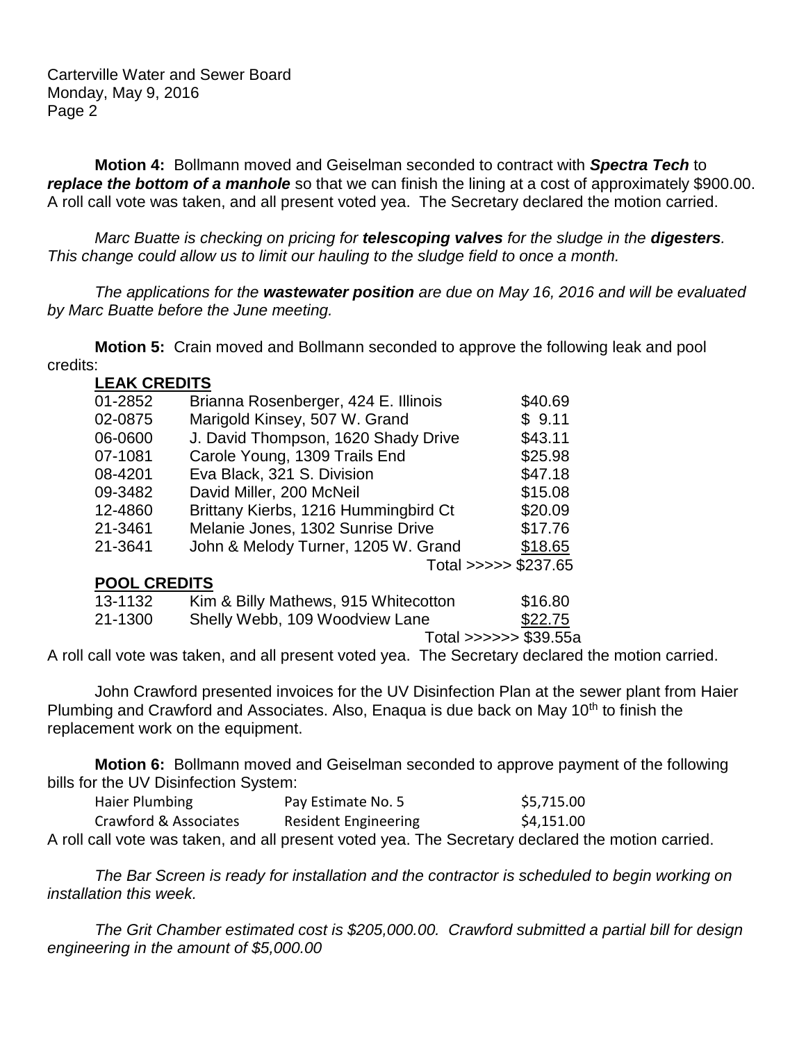**Motion 4:** Bollmann moved and Geiselman seconded to contract with ***Spectra Tech*** to ***replace the bottom of a manhole*** so that we can finish the lining at a cost of approximately $900.00. A roll call vote was taken, and all present voted yea. The Secretary declared the motion carried.

*Marc Buatte is checking on pricing for **telescoping valves** for the sludge in the **digesters**. This change could allow us to limit our hauling to the sludge field to once a month.*

*The applications for the **wastewater position** are due on May 16, 2016 and will be evaluated by Marc Buatte before the June meeting.*

**Motion 5:** Crain moved and Bollmann seconded to approve the following leak and pool credits:

**LEAK CREDITS**

| | | |
|---|---|---|
| 01-2852 | Brianna Rosenberger, 424 E. Illinois | $40.69 |
| 02-0875 | Marigold Kinsey, 507 W. Grand | $ 9.11 |
| 06-0600 | J. David Thompson, 1620 Shady Drive | $43.11 |
| 07-1081 | Carole Young, 1309 Trails End | $25.98 |
| 08-4201 | Eva Black, 321 S. Division | $47.18 |
| 09-3482 | David Miller, 200 McNeil | $15.08 |
| 12-4860 | Brittany Kierbs, 1216 Hummingbird Ct | $20.09 |
| 21-3461 | Melanie Jones, 1302 Sunrise Drive | $17.76 |
| 21-3641 | John & Melody Turner, 1205 W. Grand | $18.65 |
| | Total >>>>> | $237.65 |

**POOL CREDITS**

| | | |
|---|---|---|
| 13-1132 | Kim & Billy Mathews, 915 Whitecotton | $16.80 |
| 21-1300 | Shelly Webb, 109 Woodview Lane | $22.75 |
| | Total >>>>>> | $39.55a |

A roll call vote was taken, and all present voted yea. The Secretary declared the motion carried.

John Crawford presented invoices for the UV Disinfection Plan at the sewer plant from Haier Plumbing and Crawford and Associates. Also, Enaqua is due back on May 10th to finish the replacement work on the equipment.

**Motion 6:** Bollmann moved and Geiselman seconded to approve payment of the following bills for the UV Disinfection System:

| | | |
|---|---|---|
| Haier Plumbing | Pay Estimate No. 5 | $5,715.00 |
| Crawford & Associates | Resident Engineering | $4,151.00 |

A roll call vote was taken, and all present voted yea. The Secretary declared the motion carried.

*The Bar Screen is ready for installation and the contractor is scheduled to begin working on installation this week.*

*The Grit Chamber estimated cost is $205,000.00. Crawford submitted a partial bill for design engineering in the amount of $5,000.00*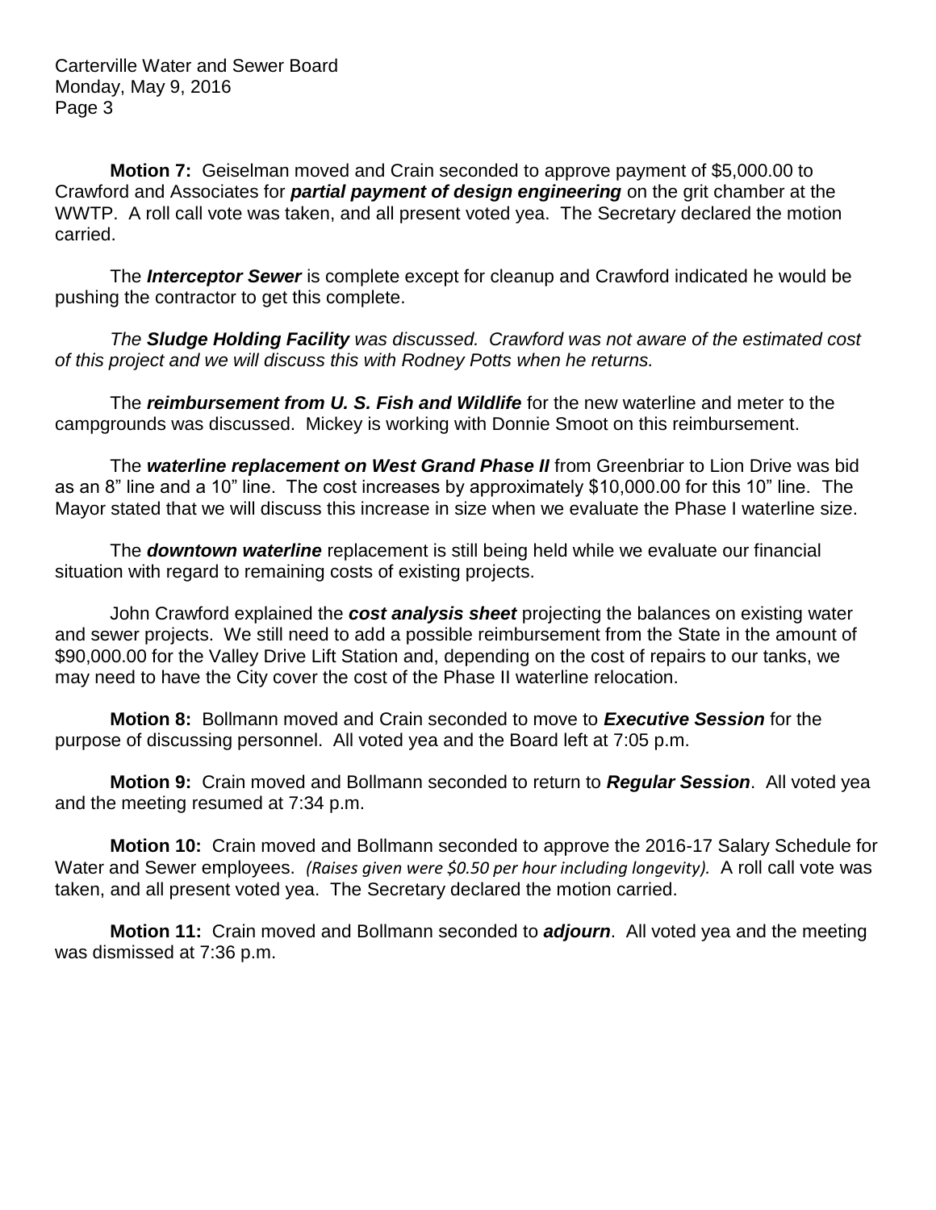**Motion 7:** Geiselman moved and Crain seconded to approve payment of $5,000.00 to Crawford and Associates for ***partial payment of design engineering*** on the grit chamber at the WWTP. A roll call vote was taken, and all present voted yea. The Secretary declared the motion carried.

The ***Interceptor Sewer*** is complete except for cleanup and Crawford indicated he would be pushing the contractor to get this complete.

*The **Sludge Holding Facility** was discussed. Crawford was not aware of the estimated cost of this project and we will discuss this with Rodney Potts when he returns.*

The ***reimbursement from U. S. Fish and Wildlife*** for the new waterline and meter to the campgrounds was discussed. Mickey is working with Donnie Smoot on this reimbursement.

The ***waterline replacement on West Grand Phase II*** from Greenbriar to Lion Drive was bid as an 8" line and a 10" line. The cost increases by approximately $10,000.00 for this 10" line. The Mayor stated that we will discuss this increase in size when we evaluate the Phase I waterline size.

The ***downtown waterline*** replacement is still being held while we evaluate our financial situation with regard to remaining costs of existing projects.

John Crawford explained the ***cost analysis sheet*** projecting the balances on existing water and sewer projects. We still need to add a possible reimbursement from the State in the amount of $90,000.00 for the Valley Drive Lift Station and, depending on the cost of repairs to our tanks, we may need to have the City cover the cost of the Phase II waterline relocation.

**Motion 8:** Bollmann moved and Crain seconded to move to ***Executive Session*** for the purpose of discussing personnel. All voted yea and the Board left at 7:05 p.m.

**Motion 9:** Crain moved and Bollmann seconded to return to ***Regular Session***. All voted yea and the meeting resumed at 7:34 p.m.

**Motion 10:** Crain moved and Bollmann seconded to approve the 2016-17 Salary Schedule for Water and Sewer employees. *(Raises given were $0.50 per hour including longevity).* A roll call vote was taken, and all present voted yea. The Secretary declared the motion carried.

**Motion 11:** Crain moved and Bollmann seconded to ***adjourn***. All voted yea and the meeting was dismissed at 7:36 p.m.